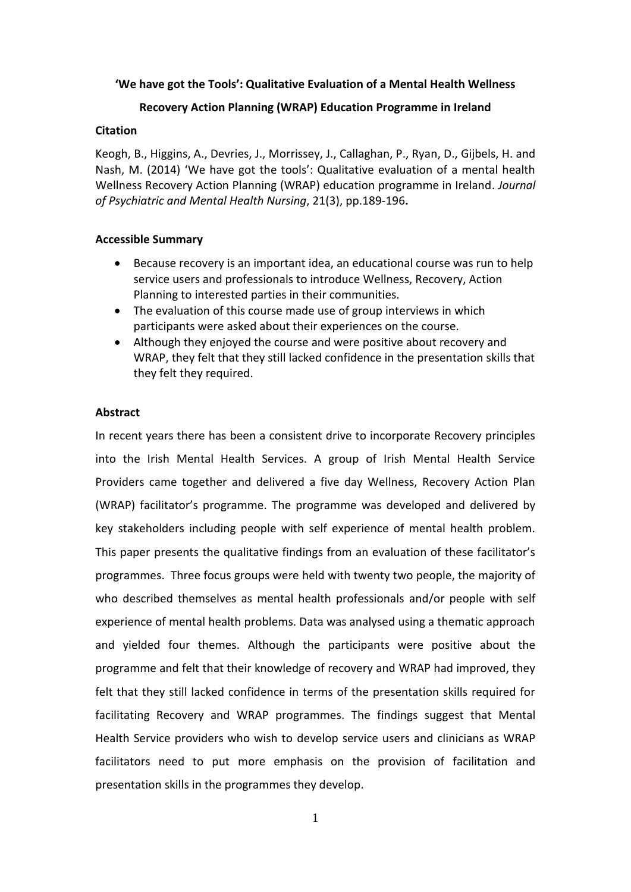# 'We have got the Tools': Qualitative Evaluation of a Mental Health Wellness Recovery Action Planning (WRAP) Education Programme in Ireland

## Citation

Keogh, B., Higgins, A., Devries, J., Morrissey, J., Callaghan, P., Ryan, D., Gijbels, H. and Nash, M. (2014) 'We have got the tools': Qualitative evaluation of a mental health Wellness Recovery Action Planning (WRAP) education programme in Ireland. *Journal of Psychiatric and Mental Health Nursing*, 21(3), pp.189-196**.**

## Accessible Summary

- Because recovery is an important idea, an educational course was run to help service users and professionals to introduce Wellness, Recovery, Action Planning to interested parties in their communities.
- The evaluation of this course made use of group interviews in which participants were asked about their experiences on the course.
- Although they enjoyed the course and were positive about recovery and WRAP, they felt that they still lacked confidence in the presentation skills that they felt they required.

## Abstract

In recent years there has been a consistent drive to incorporate Recovery principles into the Irish Mental Health Services. A group of Irish Mental Health Service Providers came together and delivered a five day Wellness, Recovery Action Plan (WRAP) facilitator's programme. The programme was developed and delivered by key stakeholders including people with self experience of mental health problem. This paper presents the qualitative findings from an evaluation of these facilitator's programmes. Three focus groups were held with twenty two people, the majority of who described themselves as mental health professionals and/or people with self experience of mental health problems. Data was analysed using a thematic approach and yielded four themes. Although the participants were positive about the programme and felt that their knowledge of recovery and WRAP had improved, they felt that they still lacked confidence in terms of the presentation skills required for facilitating Recovery and WRAP programmes. The findings suggest that Mental Health Service providers who wish to develop service users and clinicians as WRAP facilitators need to put more emphasis on the provision of facilitation and presentation skills in the programmes they develop.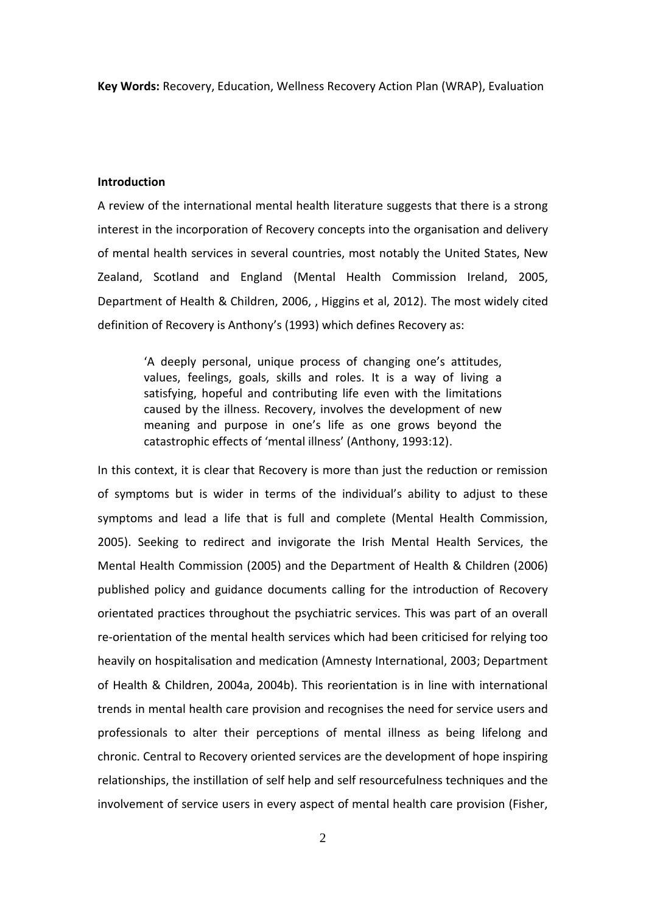**Key Words:** Recovery, Education, Wellness Recovery Action Plan (WRAP), Evaluation

**Introduction**

A review of the international mental health literature suggests that there is a strong interest in the incorporation of Recovery concepts into the organisation and delivery of mental health services in several countries, most notably the United States, New Zealand, Scotland and England (Mental Health Commission Ireland, 2005, Department of Health & Children, 2006, , Higgins et al, 2012). The most widely cited definition of Recovery is Anthony's (1993) which defines Recovery as:

> 'A deeply personal, unique process of changing one's attitudes, values, feelings, goals, skills and roles. It is a way of living a satisfying, hopeful and contributing life even with the limitations caused by the illness. Recovery, involves the development of new meaning and purpose in one's life as one grows beyond the catastrophic effects of 'mental illness' (Anthony, 1993:12).

In this context, it is clear that Recovery is more than just the reduction or remission of symptoms but is wider in terms of the individual's ability to adjust to these symptoms and lead a life that is full and complete (Mental Health Commission, 2005). Seeking to redirect and invigorate the Irish Mental Health Services, the Mental Health Commission (2005) and the Department of Health & Children (2006) published policy and guidance documents calling for the introduction of Recovery orientated practices throughout the psychiatric services. This was part of an overall re-orientation of the mental health services which had been criticised for relying too heavily on hospitalisation and medication (Amnesty International, 2003; Department of Health & Children, 2004a, 2004b). This reorientation is in line with international trends in mental health care provision and recognises the need for service users and professionals to alter their perceptions of mental illness as being lifelong and chronic. Central to Recovery oriented services are the development of hope inspiring relationships, the instillation of self help and self resourcefulness techniques and the involvement of service users in every aspect of mental health care provision (Fisher,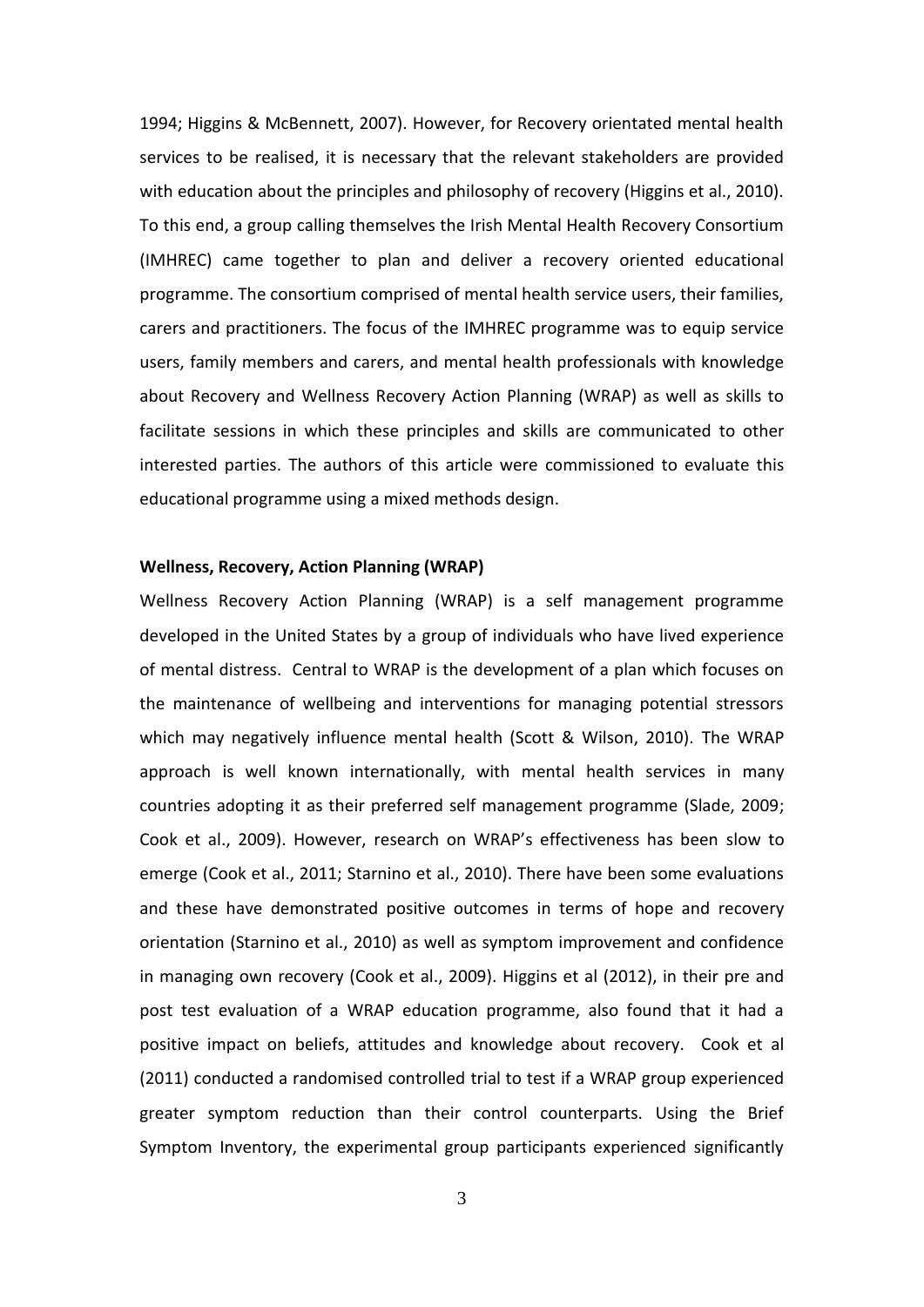1994; Higgins & McBennett, 2007). However, for Recovery orientated mental health services to be realised, it is necessary that the relevant stakeholders are provided with education about the principles and philosophy of recovery (Higgins et al., 2010). To this end, a group calling themselves the Irish Mental Health Recovery Consortium (IMHREC) came together to plan and deliver a recovery oriented educational programme. The consortium comprised of mental health service users, their families, carers and practitioners. The focus of the IMHREC programme was to equip service users, family members and carers, and mental health professionals with knowledge about Recovery and Wellness Recovery Action Planning (WRAP) as well as skills to facilitate sessions in which these principles and skills are communicated to other interested parties. The authors of this article were commissioned to evaluate this educational programme using a mixed methods design.

**Wellness, Recovery, Action Planning (WRAP)**

Wellness Recovery Action Planning (WRAP) is a self management programme developed in the United States by a group of individuals who have lived experience of mental distress. Central to WRAP is the development of a plan which focuses on the maintenance of wellbeing and interventions for managing potential stressors which may negatively influence mental health (Scott & Wilson, 2010). The WRAP approach is well known internationally, with mental health services in many countries adopting it as their preferred self management programme (Slade, 2009; Cook et al., 2009). However, research on WRAP's effectiveness has been slow to emerge (Cook et al., 2011; Starnino et al., 2010). There have been some evaluations and these have demonstrated positive outcomes in terms of hope and recovery orientation (Starnino et al., 2010) as well as symptom improvement and confidence in managing own recovery (Cook et al., 2009). Higgins et al (2012), in their pre and post test evaluation of a WRAP education programme, also found that it had a positive impact on beliefs, attitudes and knowledge about recovery. Cook et al (2011) conducted a randomised controlled trial to test if a WRAP group experienced greater symptom reduction than their control counterparts. Using the Brief Symptom Inventory, the experimental group participants experienced significantly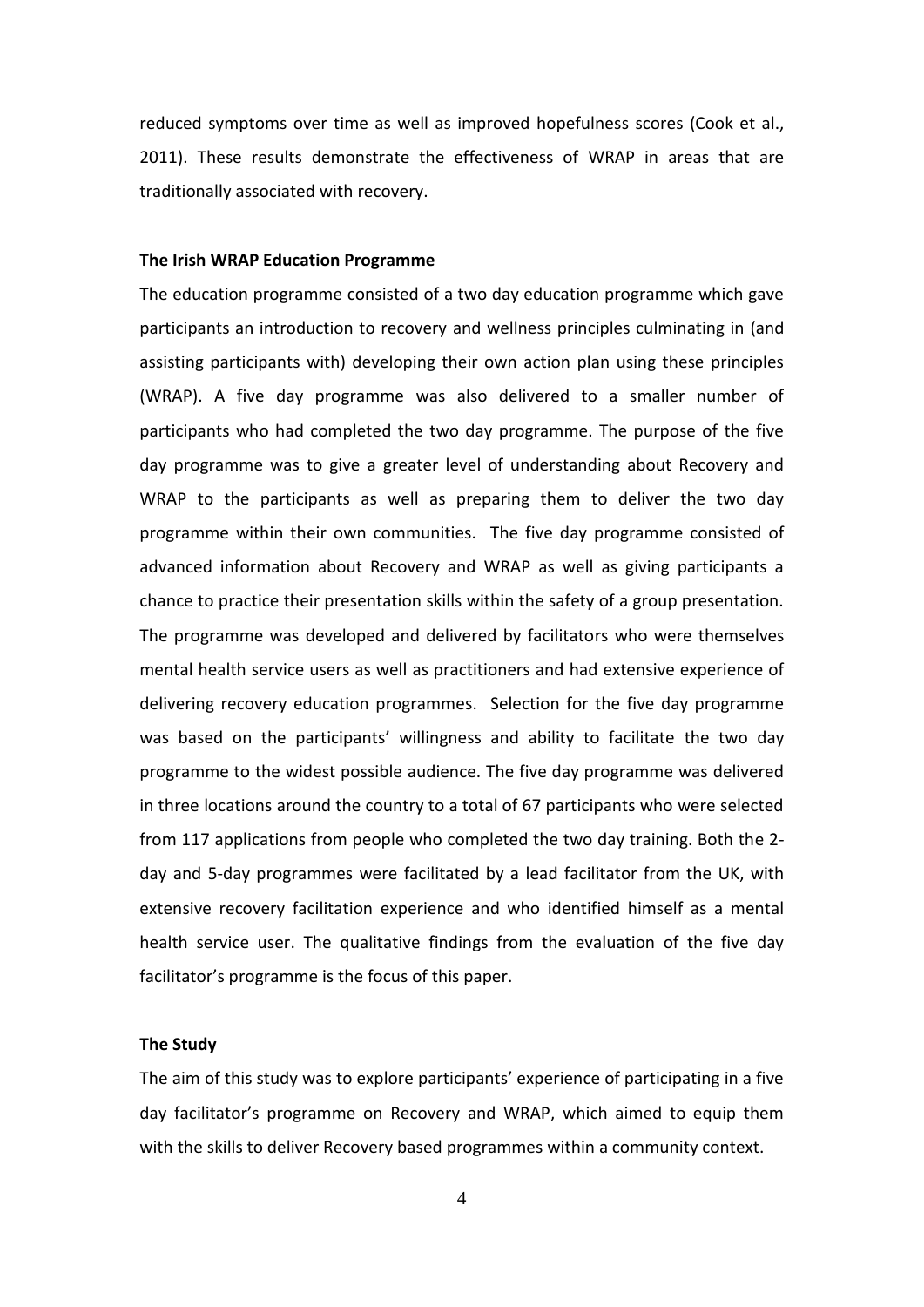reduced symptoms over time as well as improved hopefulness scores (Cook et al., 2011). These results demonstrate the effectiveness of WRAP in areas that are traditionally associated with recovery.

### The Irish WRAP Education Programme

The education programme consisted of a two day education programme which gave participants an introduction to recovery and wellness principles culminating in (and assisting participants with) developing their own action plan using these principles (WRAP). A five day programme was also delivered to a smaller number of participants who had completed the two day programme. The purpose of the five day programme was to give a greater level of understanding about Recovery and WRAP to the participants as well as preparing them to deliver the two day programme within their own communities. The five day programme consisted of advanced information about Recovery and WRAP as well as giving participants a chance to practice their presentation skills within the safety of a group presentation. The programme was developed and delivered by facilitators who were themselves mental health service users as well as practitioners and had extensive experience of delivering recovery education programmes. Selection for the five day programme was based on the participants' willingness and ability to facilitate the two day programme to the widest possible audience. The five day programme was delivered in three locations around the country to a total of 67 participants who were selected from 117 applications from people who completed the two day training. Both the 2-day and 5-day programmes were facilitated by a lead facilitator from the UK, with extensive recovery facilitation experience and who identified himself as a mental health service user. The qualitative findings from the evaluation of the five day facilitator's programme is the focus of this paper.

### The Study

The aim of this study was to explore participants' experience of participating in a five day facilitator's programme on Recovery and WRAP, which aimed to equip them with the skills to deliver Recovery based programmes within a community context.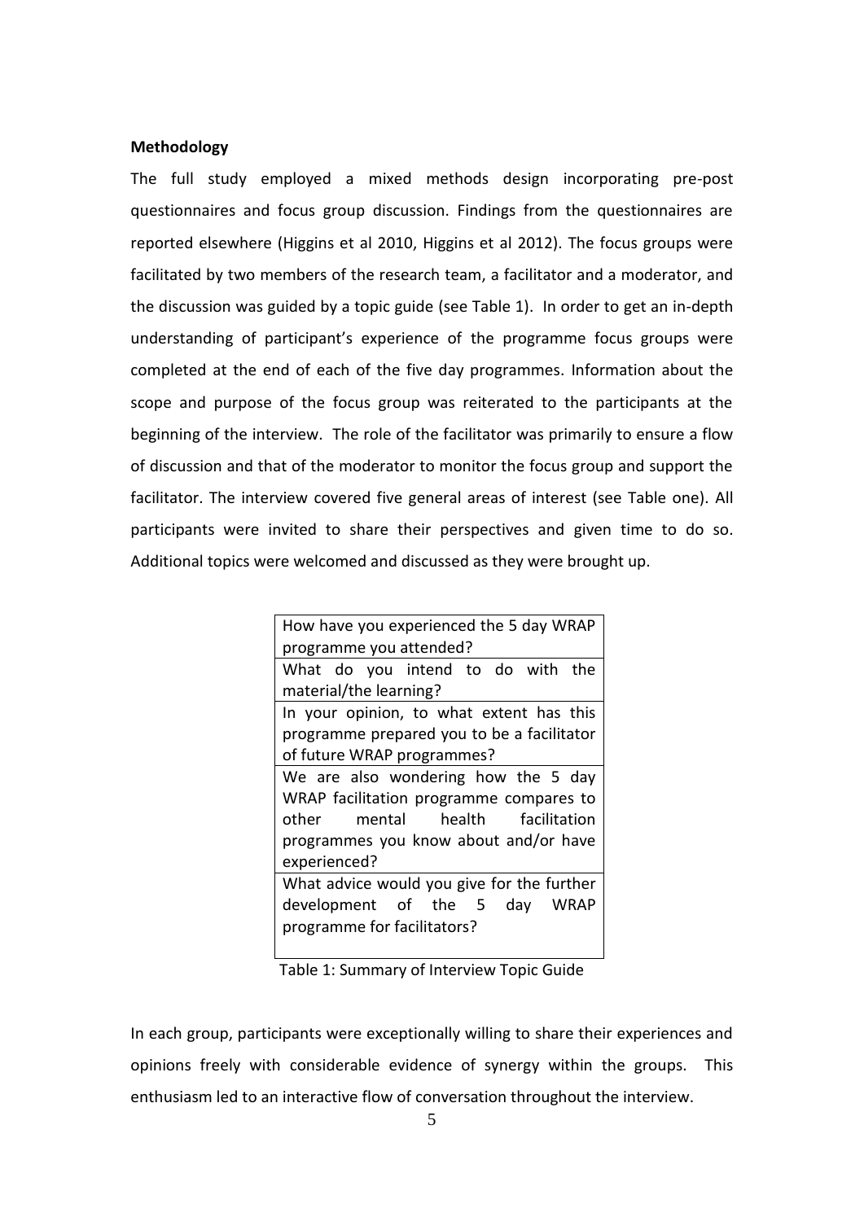**Methodology**

The full study employed a mixed methods design incorporating pre-post questionnaires and focus group discussion. Findings from the questionnaires are reported elsewhere (Higgins et al 2010, Higgins et al 2012). The focus groups were facilitated by two members of the research team, a facilitator and a moderator, and the discussion was guided by a topic guide (see Table 1). In order to get an in-depth understanding of participant's experience of the programme focus groups were completed at the end of each of the five day programmes. Information about the scope and purpose of the focus group was reiterated to the participants at the beginning of the interview. The role of the facilitator was primarily to ensure a flow of discussion and that of the moderator to monitor the focus group and support the facilitator. The interview covered five general areas of interest (see Table one). All participants were invited to share their perspectives and given time to do so. Additional topics were welcomed and discussed as they were brought up.

| How have you experienced the 5 day WRAP programme you attended? |
|---|
| What do you intend to do with the material/the learning? |
| In your opinion, to what extent has this programme prepared you to be a facilitator of future WRAP programmes? |
| We are also wondering how the 5 day WRAP facilitation programme compares to other mental health facilitation programmes you know about and/or have experienced? |
| What advice would you give for the further development of the 5 day WRAP programme for facilitators? |

Table 1: Summary of Interview Topic Guide

In each group, participants were exceptionally willing to share their experiences and opinions freely with considerable evidence of synergy within the groups. This enthusiasm led to an interactive flow of conversation throughout the interview.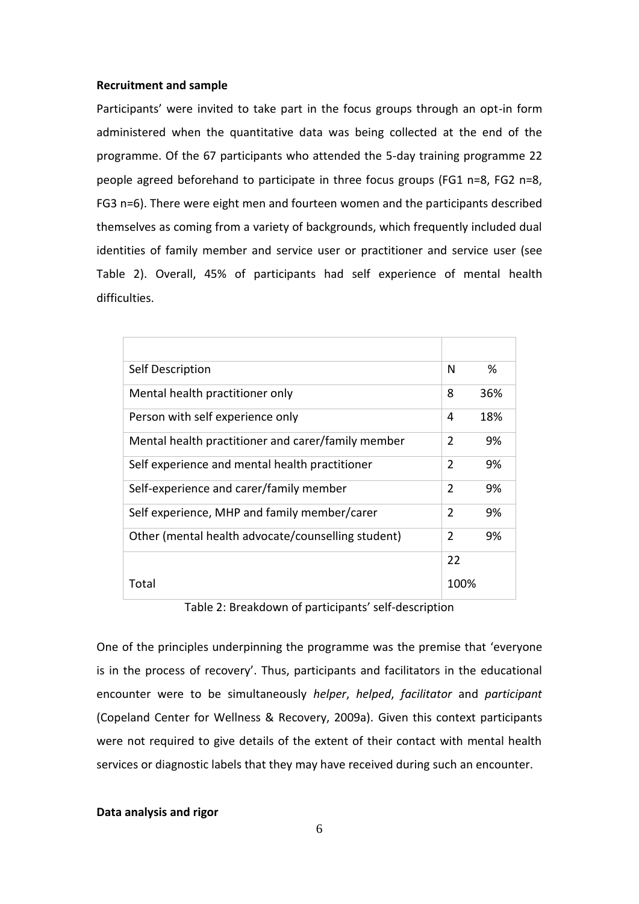**Recruitment and sample**

Participants' were invited to take part in the focus groups through an opt-in form administered when the quantitative data was being collected at the end of the programme. Of the 67 participants who attended the 5-day training programme 22 people agreed beforehand to participate in three focus groups (FG1 n=8, FG2 n=8, FG3 n=6). There were eight men and fourteen women and the participants described themselves as coming from a variety of backgrounds, which frequently included dual identities of family member and service user or practitioner and service user (see Table 2). Overall, 45% of participants had self experience of mental health difficulties.

| | | |
|---|---|---|
| Self Description | N | % |
| Mental health practitioner only | 8 | 36% |
| Person with self experience only | 4 | 18% |
| Mental health practitioner and carer/family member | 2 | 9% |
| Self experience and mental health practitioner | 2 | 9% |
| Self-experience and carer/family member | 2 | 9% |
| Self experience, MHP and family member/carer | 2 | 9% |
| Other (mental health advocate/counselling student) | 2 | 9% |
| Total | 22 | 100% |

Table 2: Breakdown of participants' self-description

One of the principles underpinning the programme was the premise that 'everyone is in the process of recovery'. Thus, participants and facilitators in the educational encounter were to be simultaneously *helper*, *helped*, *facilitator* and *participant* (Copeland Center for Wellness & Recovery, 2009a). Given this context participants were not required to give details of the extent of their contact with mental health services or diagnostic labels that they may have received during such an encounter.

**Data analysis and rigor**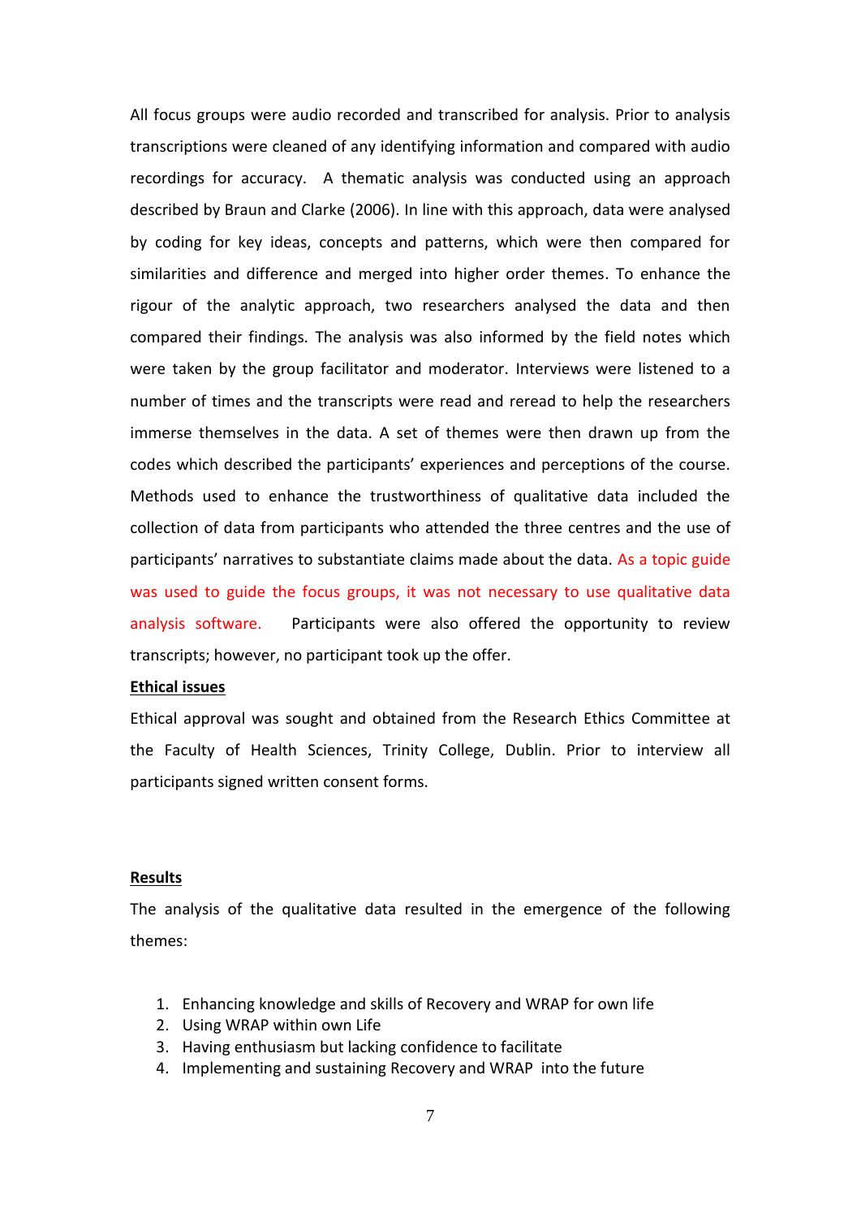All focus groups were audio recorded and transcribed for analysis. Prior to analysis transcriptions were cleaned of any identifying information and compared with audio recordings for accuracy. A thematic analysis was conducted using an approach described by Braun and Clarke (2006). In line with this approach, data were analysed by coding for key ideas, concepts and patterns, which were then compared for similarities and difference and merged into higher order themes. To enhance the rigour of the analytic approach, two researchers analysed the data and then compared their findings. The analysis was also informed by the field notes which were taken by the group facilitator and moderator. Interviews were listened to a number of times and the transcripts were read and reread to help the researchers immerse themselves in the data. A set of themes were then drawn up from the codes which described the participants' experiences and perceptions of the course. Methods used to enhance the trustworthiness of qualitative data included the collection of data from participants who attended the three centres and the use of participants' narratives to substantiate claims made about the data. As a topic guide was used to guide the focus groups, it was not necessary to use qualitative data analysis software. Participants were also offered the opportunity to review transcripts; however, no participant took up the offer.

**Ethical issues**

Ethical approval was sought and obtained from the Research Ethics Committee at the Faculty of Health Sciences, Trinity College, Dublin. Prior to interview all participants signed written consent forms.

**Results**

The analysis of the qualitative data resulted in the emergence of the following themes:

1. Enhancing knowledge and skills of Recovery and WRAP for own life
2. Using WRAP within own Life
3. Having enthusiasm but lacking confidence to facilitate
4. Implementing and sustaining Recovery and WRAP into the future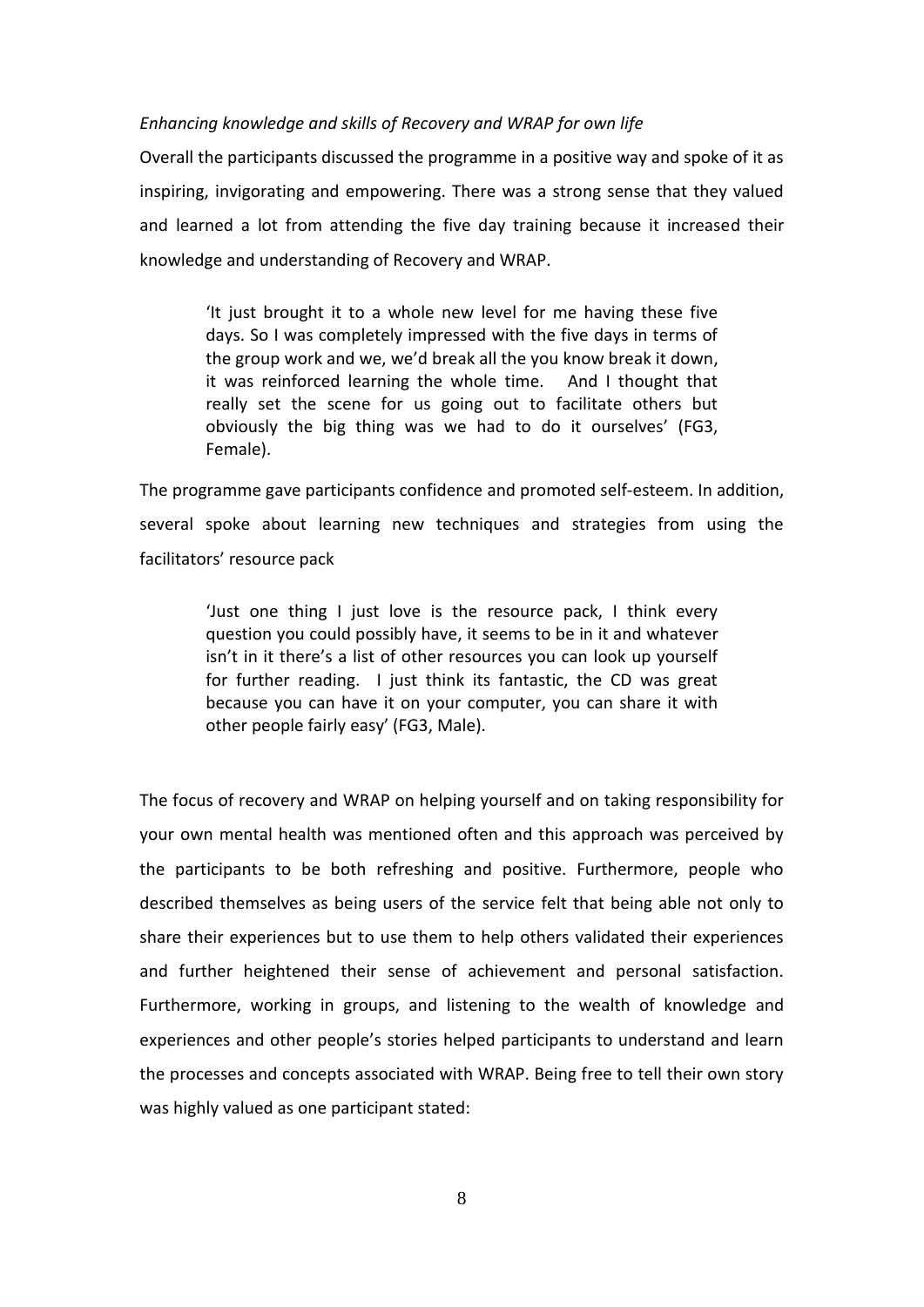*Enhancing knowledge and skills of Recovery and WRAP for own life*

Overall the participants discussed the programme in a positive way and spoke of it as inspiring, invigorating and empowering. There was a strong sense that they valued and learned a lot from attending the five day training because it increased their knowledge and understanding of Recovery and WRAP.

> 'It just brought it to a whole new level for me having these five days. So I was completely impressed with the five days in terms of the group work and we, we'd break all the you know break it down, it was reinforced learning the whole time. And I thought that really set the scene for us going out to facilitate others but obviously the big thing was we had to do it ourselves' (FG3, Female).

The programme gave participants confidence and promoted self-esteem. In addition, several spoke about learning new techniques and strategies from using the facilitators' resource pack

> 'Just one thing I just love is the resource pack, I think every question you could possibly have, it seems to be in it and whatever isn't in it there's a list of other resources you can look up yourself for further reading. I just think its fantastic, the CD was great because you can have it on your computer, you can share it with other people fairly easy' (FG3, Male).

The focus of recovery and WRAP on helping yourself and on taking responsibility for your own mental health was mentioned often and this approach was perceived by the participants to be both refreshing and positive. Furthermore, people who described themselves as being users of the service felt that being able not only to share their experiences but to use them to help others validated their experiences and further heightened their sense of achievement and personal satisfaction. Furthermore, working in groups, and listening to the wealth of knowledge and experiences and other people's stories helped participants to understand and learn the processes and concepts associated with WRAP. Being free to tell their own story was highly valued as one participant stated: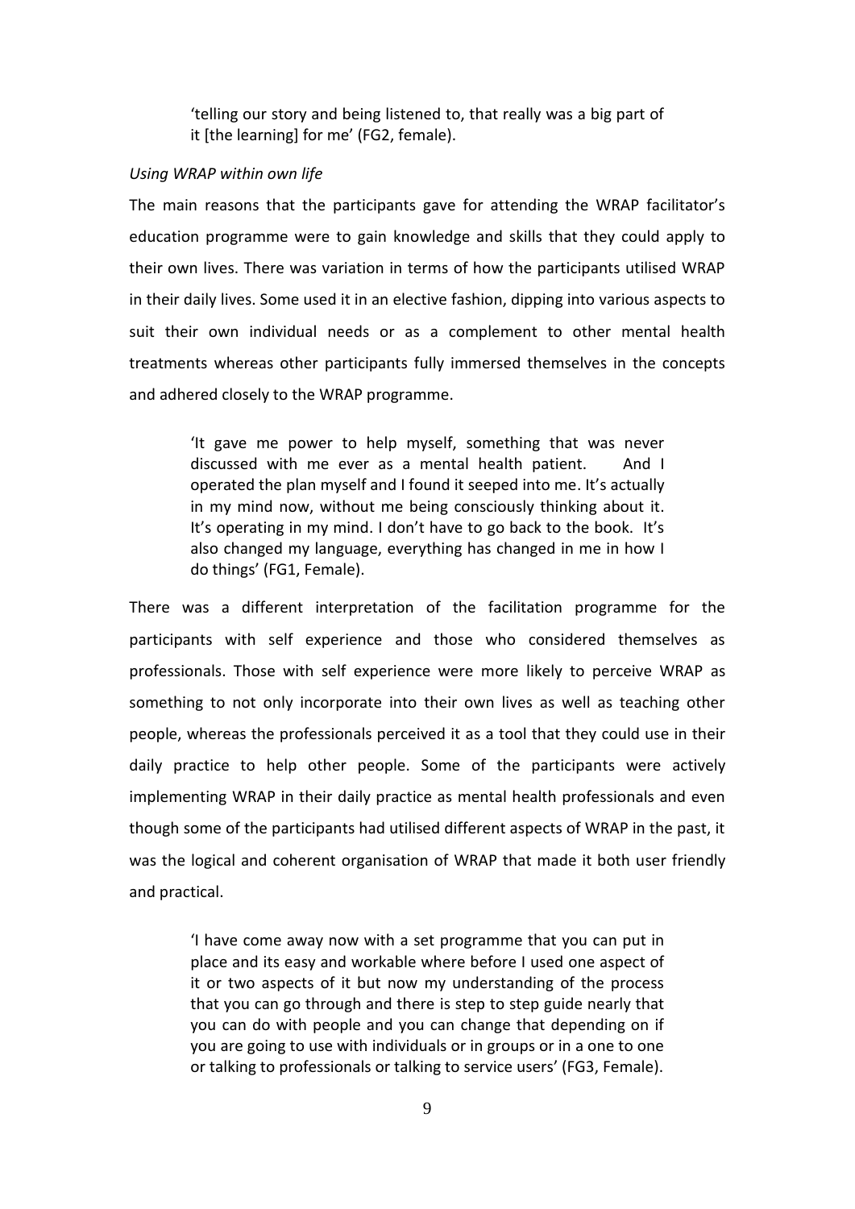> 'telling our story and being listened to, that really was a big part of it [the learning] for me' (FG2, female).

*Using WRAP within own life*

The main reasons that the participants gave for attending the WRAP facilitator's education programme were to gain knowledge and skills that they could apply to their own lives. There was variation in terms of how the participants utilised WRAP in their daily lives. Some used it in an elective fashion, dipping into various aspects to suit their own individual needs or as a complement to other mental health treatments whereas other participants fully immersed themselves in the concepts and adhered closely to the WRAP programme.

> 'It gave me power to help myself, something that was never discussed with me ever as a mental health patient. And I operated the plan myself and I found it seeped into me. It's actually in my mind now, without me being consciously thinking about it. It's operating in my mind. I don't have to go back to the book. It's also changed my language, everything has changed in me in how I do things' (FG1, Female).

There was a different interpretation of the facilitation programme for the participants with self experience and those who considered themselves as professionals. Those with self experience were more likely to perceive WRAP as something to not only incorporate into their own lives as well as teaching other people, whereas the professionals perceived it as a tool that they could use in their daily practice to help other people. Some of the participants were actively implementing WRAP in their daily practice as mental health professionals and even though some of the participants had utilised different aspects of WRAP in the past, it was the logical and coherent organisation of WRAP that made it both user friendly and practical.

> 'I have come away now with a set programme that you can put in place and its easy and workable where before I used one aspect of it or two aspects of it but now my understanding of the process that you can go through and there is step to step guide nearly that you can do with people and you can change that depending on if you are going to use with individuals or in groups or in a one to one or talking to professionals or talking to service users' (FG3, Female).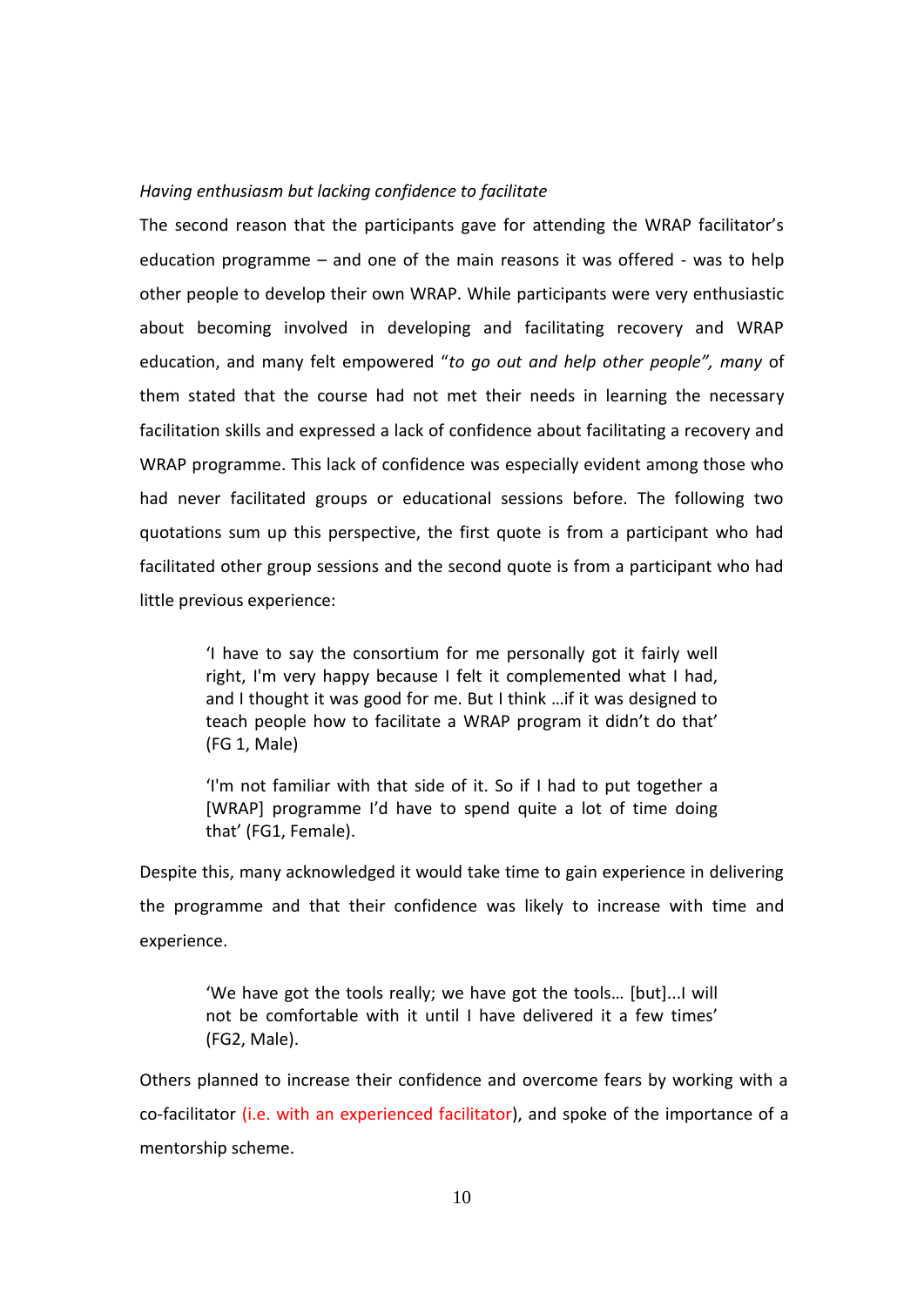*Having enthusiasm but lacking confidence to facilitate*

The second reason that the participants gave for attending the WRAP facilitator's education programme – and one of the main reasons it was offered - was to help other people to develop their own WRAP. While participants were very enthusiastic about becoming involved in developing and facilitating recovery and WRAP education, and many felt empowered "*to go out and help other people", many* of them stated that the course had not met their needs in learning the necessary facilitation skills and expressed a lack of confidence about facilitating a recovery and WRAP programme. This lack of confidence was especially evident among those who had never facilitated groups or educational sessions before. The following two quotations sum up this perspective, the first quote is from a participant who had facilitated other group sessions and the second quote is from a participant who had little previous experience:

> 'I have to say the consortium for me personally got it fairly well right, I'm very happy because I felt it complemented what I had, and I thought it was good for me. But I think …if it was designed to teach people how to facilitate a WRAP program it didn't do that' (FG 1, Male)

> 'I'm not familiar with that side of it. So if I had to put together a [WRAP] programme I'd have to spend quite a lot of time doing that' (FG1, Female).

Despite this, many acknowledged it would take time to gain experience in delivering the programme and that their confidence was likely to increase with time and experience.

> 'We have got the tools really; we have got the tools… [but]...I will not be comfortable with it until I have delivered it a few times' (FG2, Male).

Others planned to increase their confidence and overcome fears by working with a co-facilitator (i.e. with an experienced facilitator), and spoke of the importance of a mentorship scheme.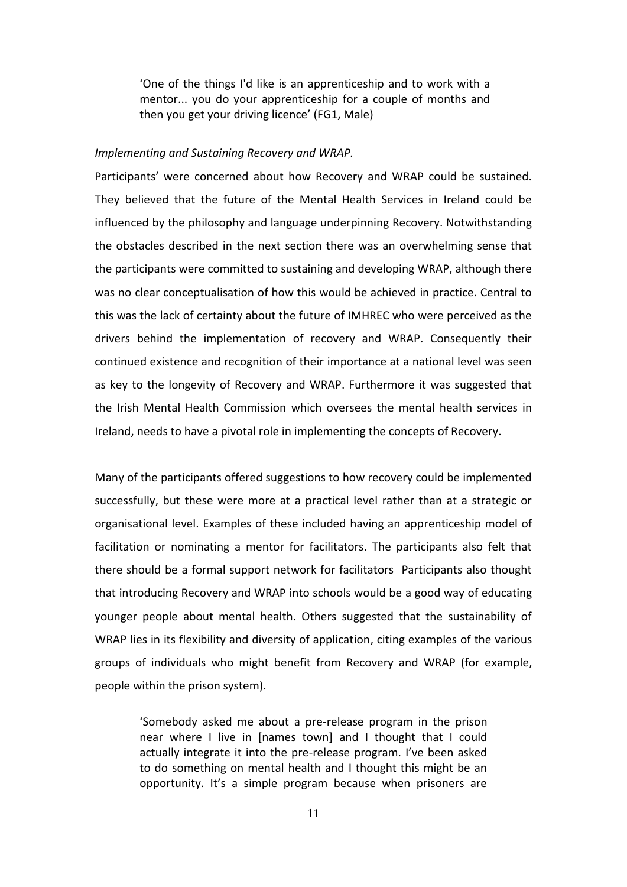> 'One of the things I'd like is an apprenticeship and to work with a mentor... you do your apprenticeship for a couple of months and then you get your driving licence' (FG1, Male)

*Implementing and Sustaining Recovery and WRAP.*

Participants' were concerned about how Recovery and WRAP could be sustained. They believed that the future of the Mental Health Services in Ireland could be influenced by the philosophy and language underpinning Recovery. Notwithstanding the obstacles described in the next section there was an overwhelming sense that the participants were committed to sustaining and developing WRAP, although there was no clear conceptualisation of how this would be achieved in practice. Central to this was the lack of certainty about the future of IMHREC who were perceived as the drivers behind the implementation of recovery and WRAP. Consequently their continued existence and recognition of their importance at a national level was seen as key to the longevity of Recovery and WRAP. Furthermore it was suggested that the Irish Mental Health Commission which oversees the mental health services in Ireland, needs to have a pivotal role in implementing the concepts of Recovery.

Many of the participants offered suggestions to how recovery could be implemented successfully, but these were more at a practical level rather than at a strategic or organisational level. Examples of these included having an apprenticeship model of facilitation or nominating a mentor for facilitators. The participants also felt that there should be a formal support network for facilitators Participants also thought that introducing Recovery and WRAP into schools would be a good way of educating younger people about mental health. Others suggested that the sustainability of WRAP lies in its flexibility and diversity of application, citing examples of the various groups of individuals who might benefit from Recovery and WRAP (for example, people within the prison system).

> 'Somebody asked me about a pre-release program in the prison near where I live in [names town] and I thought that I could actually integrate it into the pre-release program. I've been asked to do something on mental health and I thought this might be an opportunity. It's a simple program because when prisoners are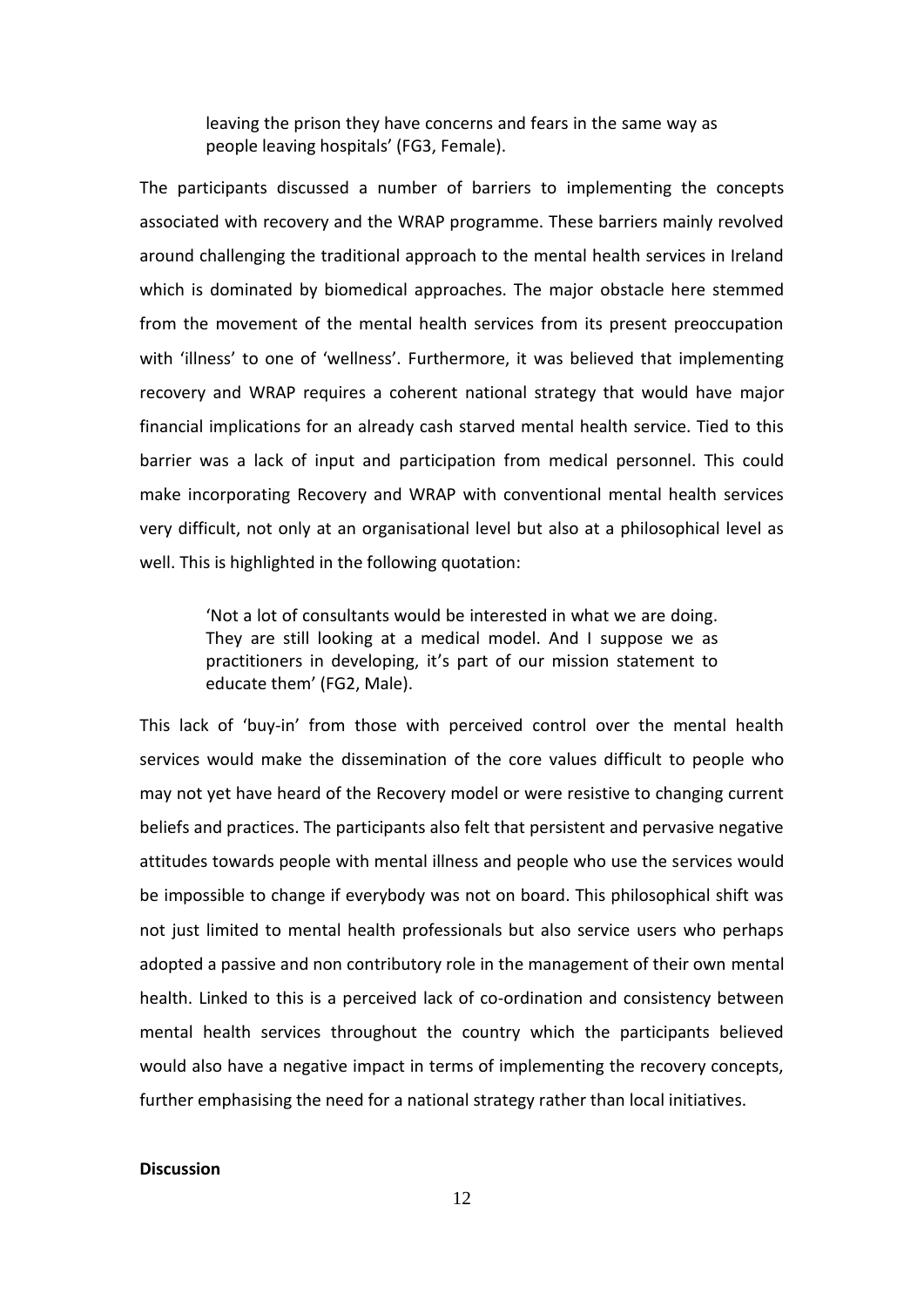> leaving the prison they have concerns and fears in the same way as people leaving hospitals' (FG3, Female).

The participants discussed a number of barriers to implementing the concepts associated with recovery and the WRAP programme. These barriers mainly revolved around challenging the traditional approach to the mental health services in Ireland which is dominated by biomedical approaches. The major obstacle here stemmed from the movement of the mental health services from its present preoccupation with 'illness' to one of 'wellness'. Furthermore, it was believed that implementing recovery and WRAP requires a coherent national strategy that would have major financial implications for an already cash starved mental health service. Tied to this barrier was a lack of input and participation from medical personnel. This could make incorporating Recovery and WRAP with conventional mental health services very difficult, not only at an organisational level but also at a philosophical level as well. This is highlighted in the following quotation:

> 'Not a lot of consultants would be interested in what we are doing. They are still looking at a medical model. And I suppose we as practitioners in developing, it's part of our mission statement to educate them' (FG2, Male).

This lack of 'buy-in' from those with perceived control over the mental health services would make the dissemination of the core values difficult to people who may not yet have heard of the Recovery model or were resistive to changing current beliefs and practices. The participants also felt that persistent and pervasive negative attitudes towards people with mental illness and people who use the services would be impossible to change if everybody was not on board. This philosophical shift was not just limited to mental health professionals but also service users who perhaps adopted a passive and non contributory role in the management of their own mental health. Linked to this is a perceived lack of co-ordination and consistency between mental health services throughout the country which the participants believed would also have a negative impact in terms of implementing the recovery concepts, further emphasising the need for a national strategy rather than local initiatives.

**Discussion**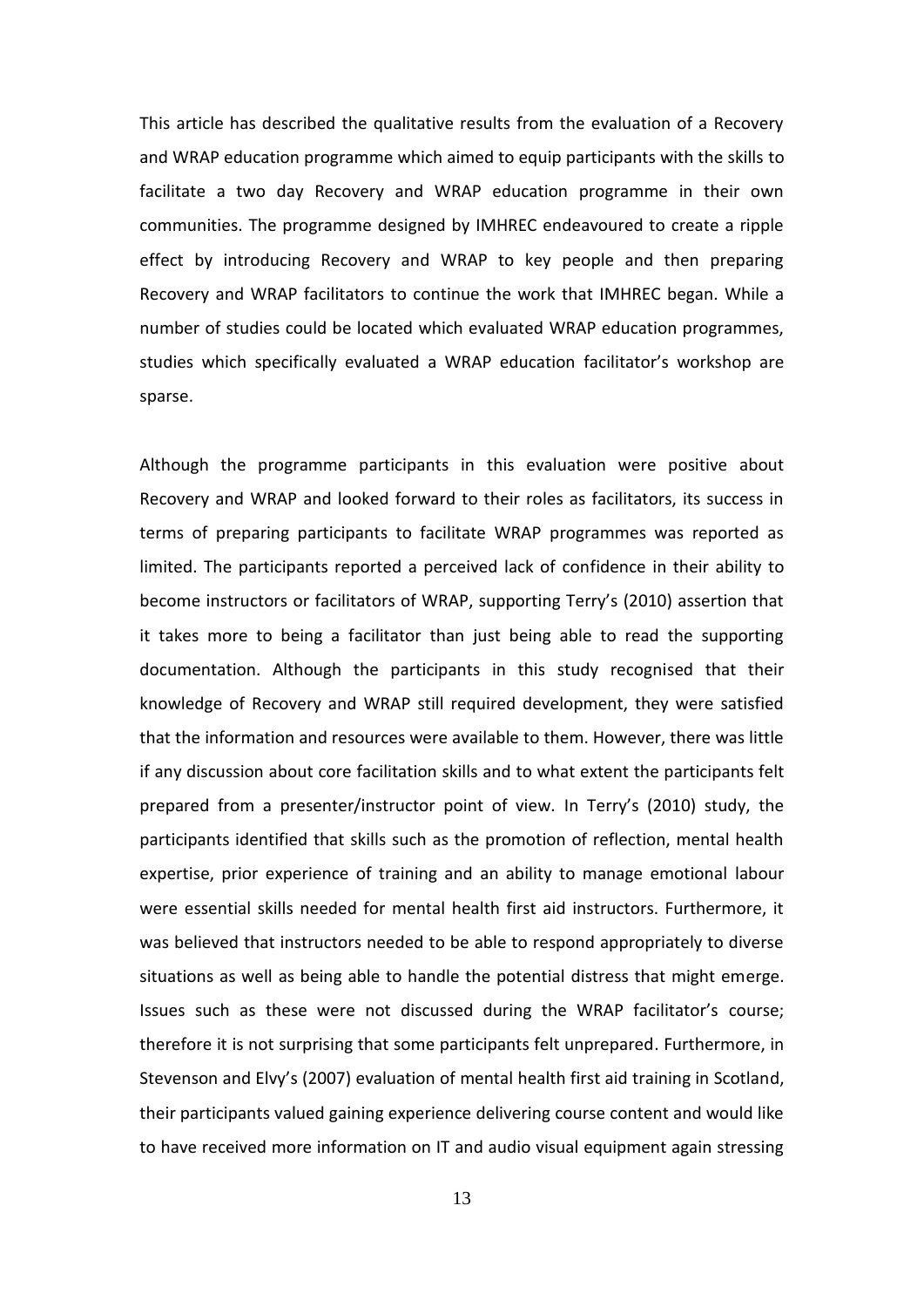This article has described the qualitative results from the evaluation of a Recovery and WRAP education programme which aimed to equip participants with the skills to facilitate a two day Recovery and WRAP education programme in their own communities. The programme designed by IMHREC endeavoured to create a ripple effect by introducing Recovery and WRAP to key people and then preparing Recovery and WRAP facilitators to continue the work that IMHREC began. While a number of studies could be located which evaluated WRAP education programmes, studies which specifically evaluated a WRAP education facilitator's workshop are sparse.

Although the programme participants in this evaluation were positive about Recovery and WRAP and looked forward to their roles as facilitators, its success in terms of preparing participants to facilitate WRAP programmes was reported as limited. The participants reported a perceived lack of confidence in their ability to become instructors or facilitators of WRAP, supporting Terry's (2010) assertion that it takes more to being a facilitator than just being able to read the supporting documentation. Although the participants in this study recognised that their knowledge of Recovery and WRAP still required development, they were satisfied that the information and resources were available to them. However, there was little if any discussion about core facilitation skills and to what extent the participants felt prepared from a presenter/instructor point of view. In Terry's (2010) study, the participants identified that skills such as the promotion of reflection, mental health expertise, prior experience of training and an ability to manage emotional labour were essential skills needed for mental health first aid instructors. Furthermore, it was believed that instructors needed to be able to respond appropriately to diverse situations as well as being able to handle the potential distress that might emerge. Issues such as these were not discussed during the WRAP facilitator's course; therefore it is not surprising that some participants felt unprepared. Furthermore, in Stevenson and Elvy's (2007) evaluation of mental health first aid training in Scotland, their participants valued gaining experience delivering course content and would like to have received more information on IT and audio visual equipment again stressing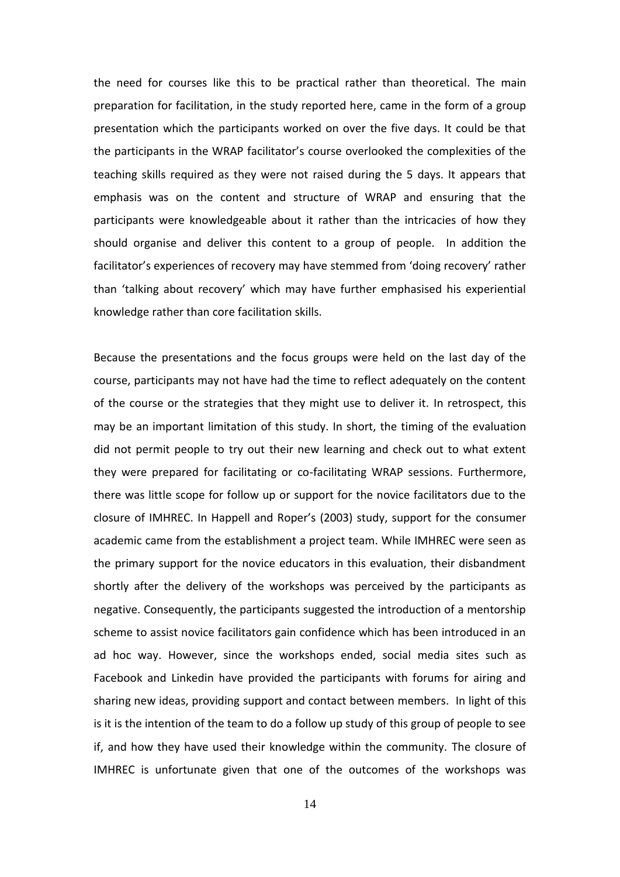the need for courses like this to be practical rather than theoretical. The main preparation for facilitation, in the study reported here, came in the form of a group presentation which the participants worked on over the five days. It could be that the participants in the WRAP facilitator's course overlooked the complexities of the teaching skills required as they were not raised during the 5 days. It appears that emphasis was on the content and structure of WRAP and ensuring that the participants were knowledgeable about it rather than the intricacies of how they should organise and deliver this content to a group of people. In addition the facilitator's experiences of recovery may have stemmed from 'doing recovery' rather than 'talking about recovery' which may have further emphasised his experiential knowledge rather than core facilitation skills.

Because the presentations and the focus groups were held on the last day of the course, participants may not have had the time to reflect adequately on the content of the course or the strategies that they might use to deliver it. In retrospect, this may be an important limitation of this study. In short, the timing of the evaluation did not permit people to try out their new learning and check out to what extent they were prepared for facilitating or co-facilitating WRAP sessions. Furthermore, there was little scope for follow up or support for the novice facilitators due to the closure of IMHREC. In Happell and Roper's (2003) study, support for the consumer academic came from the establishment a project team. While IMHREC were seen as the primary support for the novice educators in this evaluation, their disbandment shortly after the delivery of the workshops was perceived by the participants as negative. Consequently, the participants suggested the introduction of a mentorship scheme to assist novice facilitators gain confidence which has been introduced in an ad hoc way. However, since the workshops ended, social media sites such as Facebook and Linkedin have provided the participants with forums for airing and sharing new ideas, providing support and contact between members. In light of this is it is the intention of the team to do a follow up study of this group of people to see if, and how they have used their knowledge within the community. The closure of IMHREC is unfortunate given that one of the outcomes of the workshops was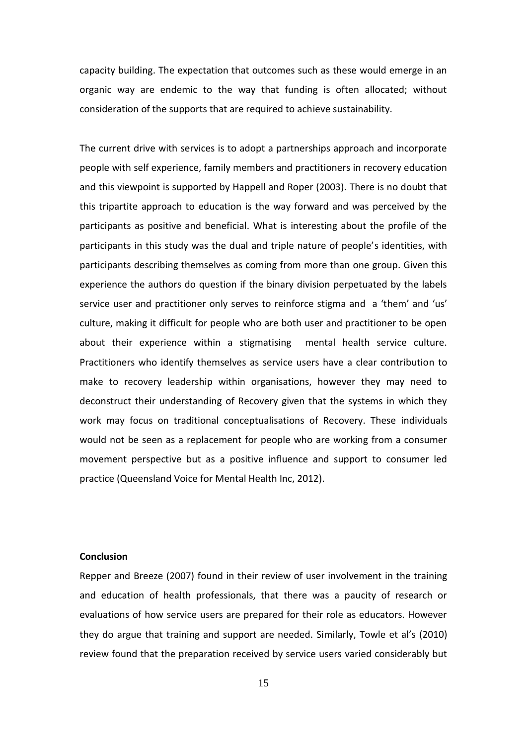capacity building. The expectation that outcomes such as these would emerge in an organic way are endemic to the way that funding is often allocated; without consideration of the supports that are required to achieve sustainability.

The current drive with services is to adopt a partnerships approach and incorporate people with self experience, family members and practitioners in recovery education and this viewpoint is supported by Happell and Roper (2003). There is no doubt that this tripartite approach to education is the way forward and was perceived by the participants as positive and beneficial. What is interesting about the profile of the participants in this study was the dual and triple nature of people's identities, with participants describing themselves as coming from more than one group. Given this experience the authors do question if the binary division perpetuated by the labels service user and practitioner only serves to reinforce stigma and a 'them' and 'us' culture, making it difficult for people who are both user and practitioner to be open about their experience within a stigmatising mental health service culture. Practitioners who identify themselves as service users have a clear contribution to make to recovery leadership within organisations, however they may need to deconstruct their understanding of Recovery given that the systems in which they work may focus on traditional conceptualisations of Recovery. These individuals would not be seen as a replacement for people who are working from a consumer movement perspective but as a positive influence and support to consumer led practice (Queensland Voice for Mental Health Inc, 2012).

**Conclusion**

Repper and Breeze (2007) found in their review of user involvement in the training and education of health professionals, that there was a paucity of research or evaluations of how service users are prepared for their role as educators. However they do argue that training and support are needed. Similarly, Towle et al's (2010) review found that the preparation received by service users varied considerably but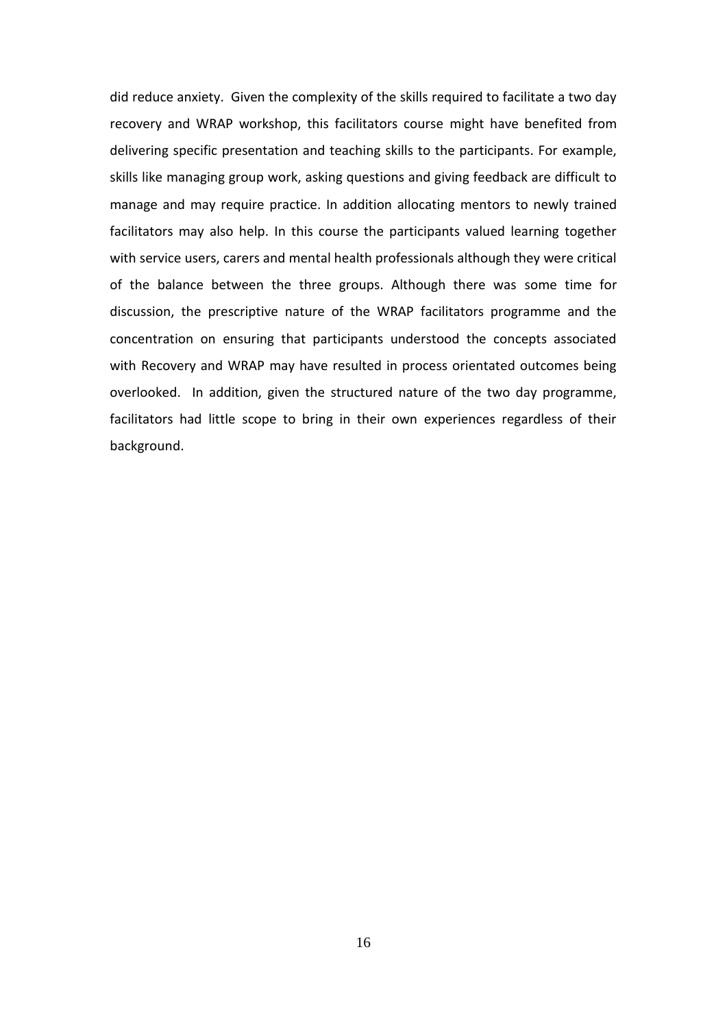did reduce anxiety. Given the complexity of the skills required to facilitate a two day recovery and WRAP workshop, this facilitators course might have benefited from delivering specific presentation and teaching skills to the participants. For example, skills like managing group work, asking questions and giving feedback are difficult to manage and may require practice. In addition allocating mentors to newly trained facilitators may also help. In this course the participants valued learning together with service users, carers and mental health professionals although they were critical of the balance between the three groups. Although there was some time for discussion, the prescriptive nature of the WRAP facilitators programme and the concentration on ensuring that participants understood the concepts associated with Recovery and WRAP may have resulted in process orientated outcomes being overlooked. In addition, given the structured nature of the two day programme, facilitators had little scope to bring in their own experiences regardless of their background.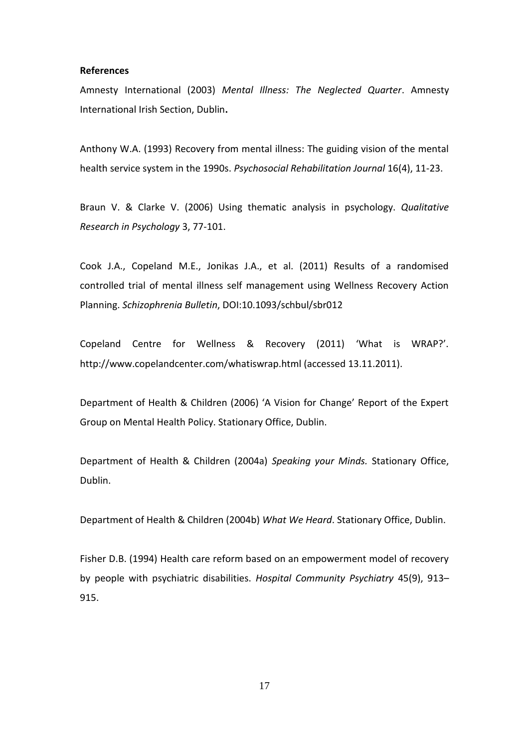**References**

Amnesty International (2003) *Mental Illness: The Neglected Quarter*. Amnesty International Irish Section, Dublin**.**

Anthony W.A. (1993) Recovery from mental illness: The guiding vision of the mental health service system in the 1990s. *Psychosocial Rehabilitation Journal* 16(4), 11-23.

Braun V. & Clarke V. (2006) Using thematic analysis in psychology. *Qualitative Research in Psychology* 3, 77-101.

Cook J.A., Copeland M.E., Jonikas J.A., et al. (2011) Results of a randomised controlled trial of mental illness self management using Wellness Recovery Action Planning. *Schizophrenia Bulletin*, DOI:10.1093/schbul/sbr012

Copeland Centre for Wellness & Recovery (2011) 'What is WRAP?'. http://www.copelandcenter.com/whatiswrap.html (accessed 13.11.2011).

Department of Health & Children (2006) 'A Vision for Change' Report of the Expert Group on Mental Health Policy. Stationary Office, Dublin.

Department of Health & Children (2004a) *Speaking your Minds.* Stationary Office, Dublin.

Department of Health & Children (2004b) *What We Heard*. Stationary Office, Dublin.

Fisher D.B. (1994) Health care reform based on an empowerment model of recovery by people with psychiatric disabilities. *Hospital Community Psychiatry* 45(9), 913–915.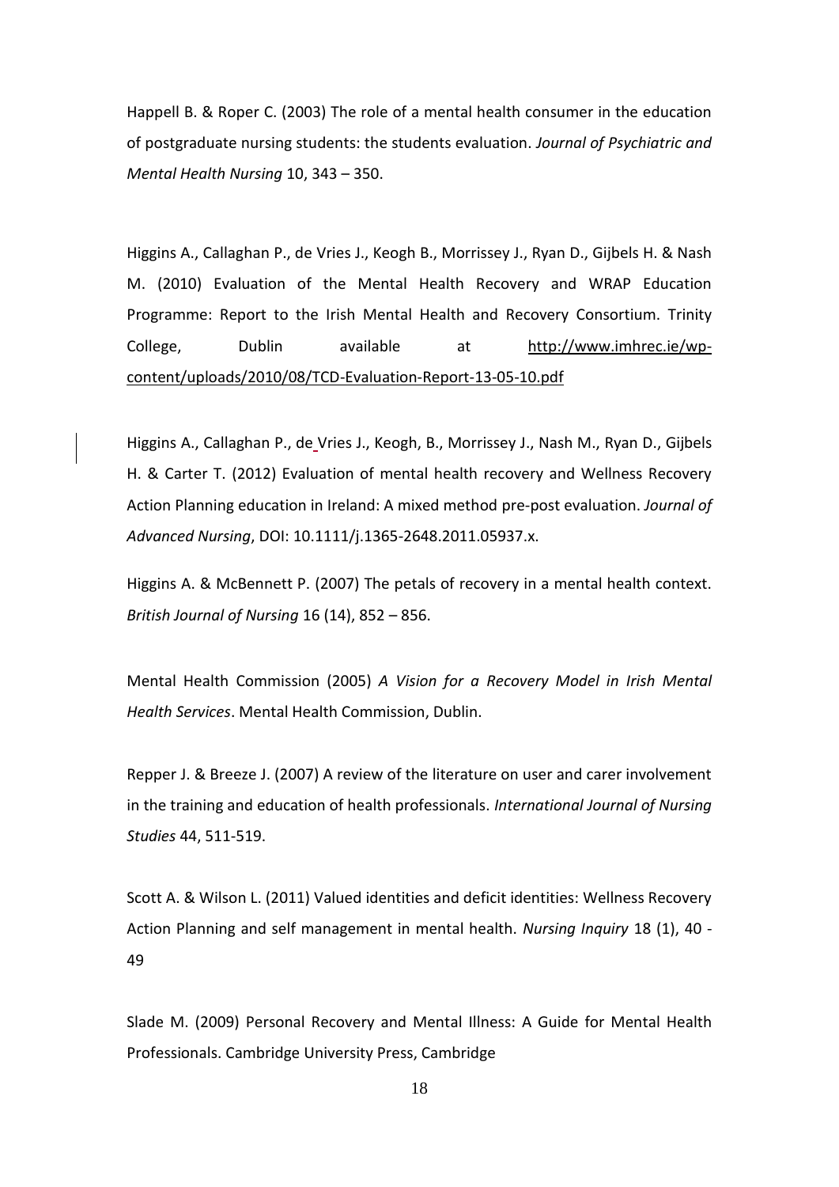Happell B. & Roper C. (2003) The role of a mental health consumer in the education of postgraduate nursing students: the students evaluation. *Journal of Psychiatric and Mental Health Nursing* 10, 343 – 350.

Higgins A., Callaghan P., de Vries J., Keogh B., Morrissey J., Ryan D., Gijbels H. & Nash M. (2010) Evaluation of the Mental Health Recovery and WRAP Education Programme: Report to the Irish Mental Health and Recovery Consortium. Trinity College, Dublin available at http://www.imhrec.ie/wp-content/uploads/2010/08/TCD-Evaluation-Report-13-05-10.pdf

Higgins A., Callaghan P., de Vries J., Keogh, B., Morrissey J., Nash M., Ryan D., Gijbels H. & Carter T. (2012) Evaluation of mental health recovery and Wellness Recovery Action Planning education in Ireland: A mixed method pre-post evaluation. *Journal of Advanced Nursing*, DOI: 10.1111/j.1365-2648.2011.05937.x.

Higgins A. & McBennett P. (2007) The petals of recovery in a mental health context. *British Journal of Nursing* 16 (14), 852 – 856.

Mental Health Commission (2005) *A Vision for a Recovery Model in Irish Mental Health Services*. Mental Health Commission, Dublin.

Repper J. & Breeze J. (2007) A review of the literature on user and carer involvement in the training and education of health professionals. *International Journal of Nursing Studies* 44, 511-519.

Scott A. & Wilson L. (2011) Valued identities and deficit identities: Wellness Recovery Action Planning and self management in mental health. *Nursing Inquiry* 18 (1), 40 - 49

Slade M. (2009) Personal Recovery and Mental Illness: A Guide for Mental Health Professionals. Cambridge University Press, Cambridge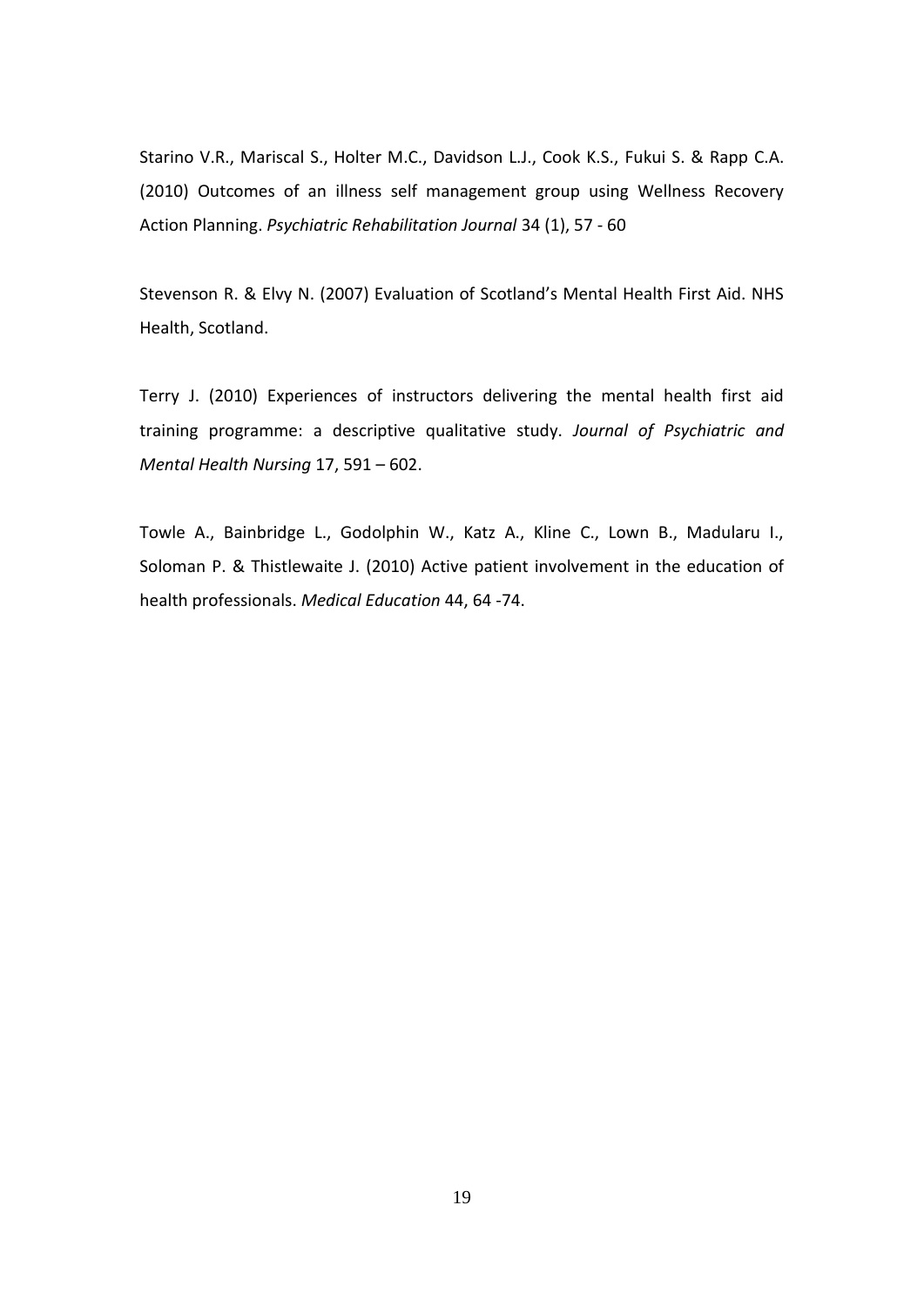Starino V.R., Mariscal S., Holter M.C., Davidson L.J., Cook K.S., Fukui S. & Rapp C.A. (2010) Outcomes of an illness self management group using Wellness Recovery Action Planning. *Psychiatric Rehabilitation Journal* 34 (1), 57 - 60

Stevenson R. & Elvy N. (2007) Evaluation of Scotland's Mental Health First Aid. NHS Health, Scotland.

Terry J. (2010) Experiences of instructors delivering the mental health first aid training programme: a descriptive qualitative study. *Journal of Psychiatric and Mental Health Nursing* 17, 591 – 602.

Towle A., Bainbridge L., Godolphin W., Katz A., Kline C., Lown B., Madularu I., Soloman P. & Thistlewaite J. (2010) Active patient involvement in the education of health professionals. *Medical Education* 44, 64 -74.